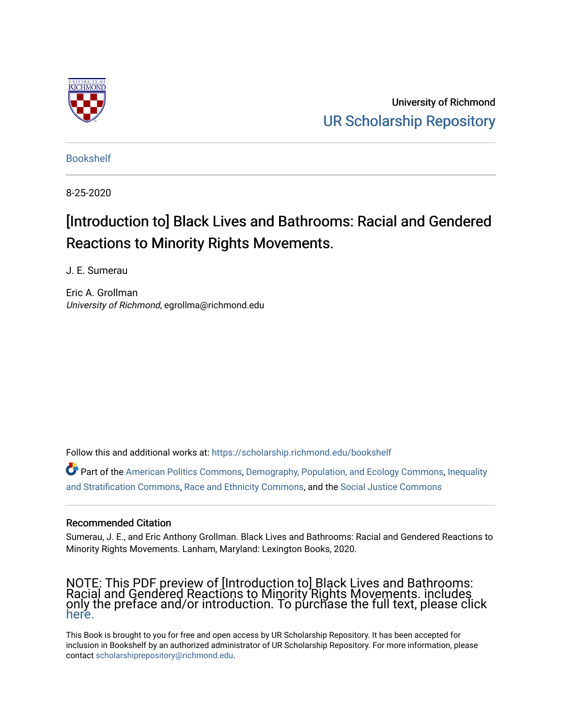University of Richmond

UR Scholarship Repository

Bookshelf

8-25-2020

# [Introduction to] Black Lives and Bathrooms: Racial and Gendered Reactions to Minority Rights Movements.

J. E. Sumerau

Eric A. Grollman
*University of Richmond*, egrollma@richmond.edu

Follow this and additional works at: https://scholarship.richmond.edu/bookshelf

Part of the American Politics Commons, Demography, Population, and Ecology Commons, Inequality and Stratification Commons, Race and Ethnicity Commons, and the Social Justice Commons

## Recommended Citation

Sumerau, J. E., and Eric Anthony Grollman. Black Lives and Bathrooms: Racial and Gendered Reactions to Minority Rights Movements. Lanham, Maryland: Lexington Books, 2020.

NOTE: This PDF preview of [Introduction to] Black Lives and Bathrooms: Racial and Gendered Reactions to Minority Rights Movements. includes only the preface and/or introduction. To purchase the full text, please click here.

This Book is brought to you for free and open access by UR Scholarship Repository. It has been accepted for inclusion in Bookshelf by an authorized administrator of UR Scholarship Repository. For more information, please contact scholarshiprepository@richmond.edu.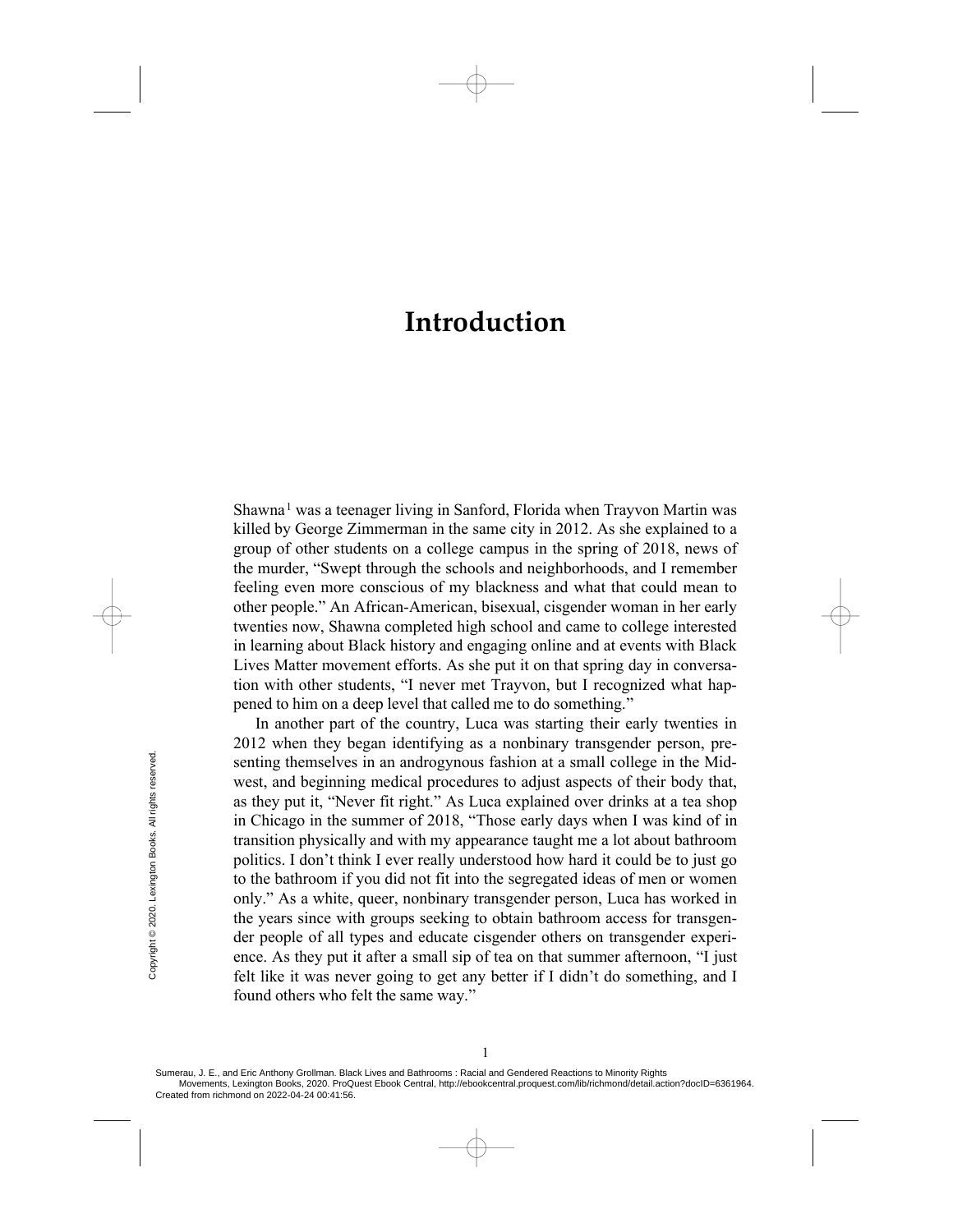# Introduction

Shawna[1] was a teenager living in Sanford, Florida when Trayvon Martin was killed by George Zimmerman in the same city in 2012. As she explained to a group of other students on a college campus in the spring of 2018, news of the murder, "Swept through the schools and neighborhoods, and I remember feeling even more conscious of my blackness and what that could mean to other people." An African-American, bisexual, cisgender woman in her early twenties now, Shawna completed high school and came to college interested in learning about Black history and engaging online and at events with Black Lives Matter movement efforts. As she put it on that spring day in conversation with other students, "I never met Trayvon, but I recognized what happened to him on a deep level that called me to do something."

In another part of the country, Luca was starting their early twenties in 2012 when they began identifying as a nonbinary transgender person, presenting themselves in an androgynous fashion at a small college in the Midwest, and beginning medical procedures to adjust aspects of their body that, as they put it, "Never fit right." As Luca explained over drinks at a tea shop in Chicago in the summer of 2018, "Those early days when I was kind of in transition physically and with my appearance taught me a lot about bathroom politics. I don't think I ever really understood how hard it could be to just go to the bathroom if you did not fit into the segregated ideas of men or women only." As a white, queer, nonbinary transgender person, Luca has worked in the years since with groups seeking to obtain bathroom access for transgender people of all types and educate cisgender others on transgender experience. As they put it after a small sip of tea on that summer afternoon, "I just felt like it was never going to get any better if I didn't do something, and I found others who felt the same way."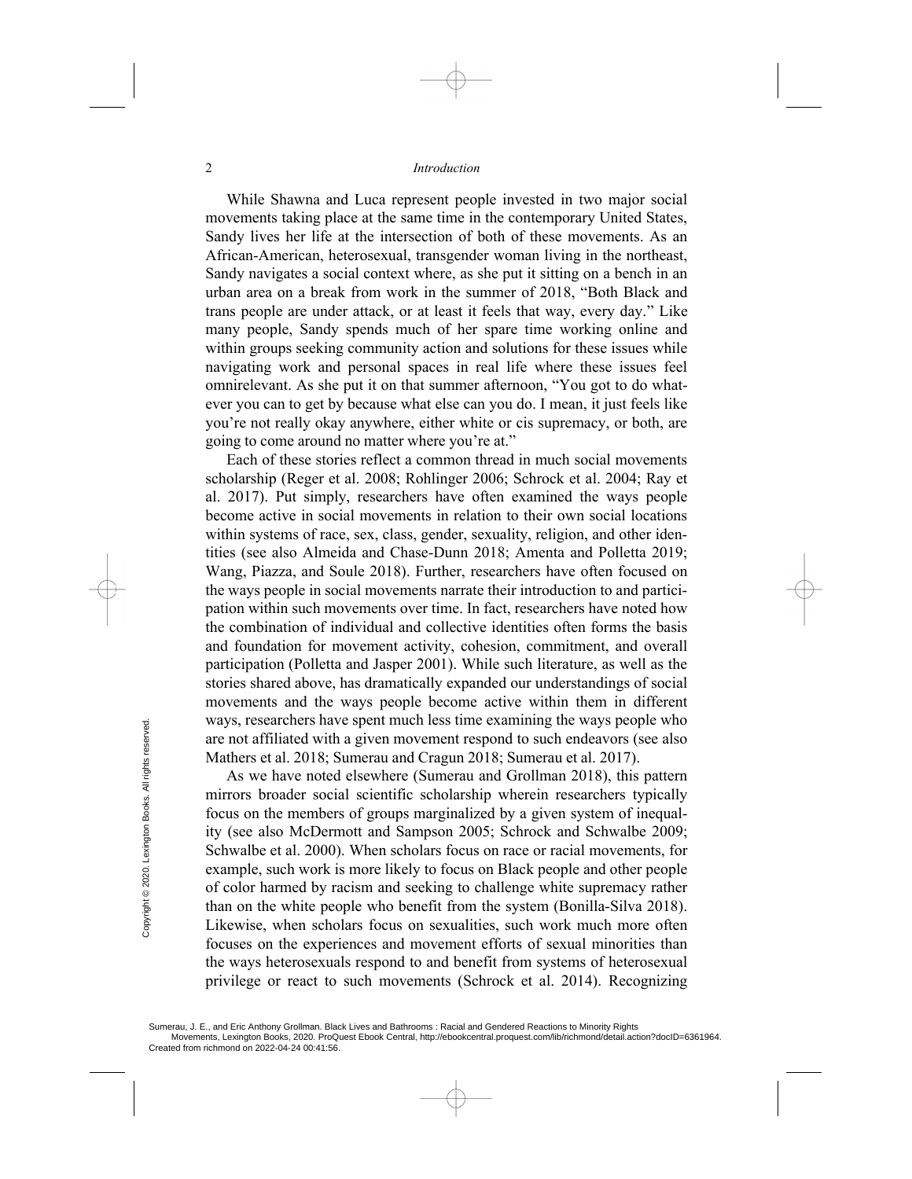While Shawna and Luca represent people invested in two major social movements taking place at the same time in the contemporary United States, Sandy lives her life at the intersection of both of these movements. As an African-American, heterosexual, transgender woman living in the northeast, Sandy navigates a social context where, as she put it sitting on a bench in an urban area on a break from work in the summer of 2018, "Both Black and trans people are under attack, or at least it feels that way, every day." Like many people, Sandy spends much of her spare time working online and within groups seeking community action and solutions for these issues while navigating work and personal spaces in real life where these issues feel omnirelevant. As she put it on that summer afternoon, "You got to do whatever you can to get by because what else can you do. I mean, it just feels like you're not really okay anywhere, either white or cis supremacy, or both, are going to come around no matter where you're at."

Each of these stories reflect a common thread in much social movements scholarship (Reger et al. 2008; Rohlinger 2006; Schrock et al. 2004; Ray et al. 2017). Put simply, researchers have often examined the ways people become active in social movements in relation to their own social locations within systems of race, sex, class, gender, sexuality, religion, and other identities (see also Almeida and Chase-Dunn 2018; Amenta and Polletta 2019; Wang, Piazza, and Soule 2018). Further, researchers have often focused on the ways people in social movements narrate their introduction to and participation within such movements over time. In fact, researchers have noted how the combination of individual and collective identities often forms the basis and foundation for movement activity, cohesion, commitment, and overall participation (Polletta and Jasper 2001). While such literature, as well as the stories shared above, has dramatically expanded our understandings of social movements and the ways people become active within them in different ways, researchers have spent much less time examining the ways people who are not affiliated with a given movement respond to such endeavors (see also Mathers et al. 2018; Sumerau and Cragun 2018; Sumerau et al. 2017).

As we have noted elsewhere (Sumerau and Grollman 2018), this pattern mirrors broader social scientific scholarship wherein researchers typically focus on the members of groups marginalized by a given system of inequality (see also McDermott and Sampson 2005; Schrock and Schwalbe 2009; Schwalbe et al. 2000). When scholars focus on race or racial movements, for example, such work is more likely to focus on Black people and other people of color harmed by racism and seeking to challenge white supremacy rather than on the white people who benefit from the system (Bonilla-Silva 2018). Likewise, when scholars focus on sexualities, such work much more often focuses on the experiences and movement efforts of sexual minorities than the ways heterosexuals respond to and benefit from systems of heterosexual privilege or react to such movements (Schrock et al. 2014). Recognizing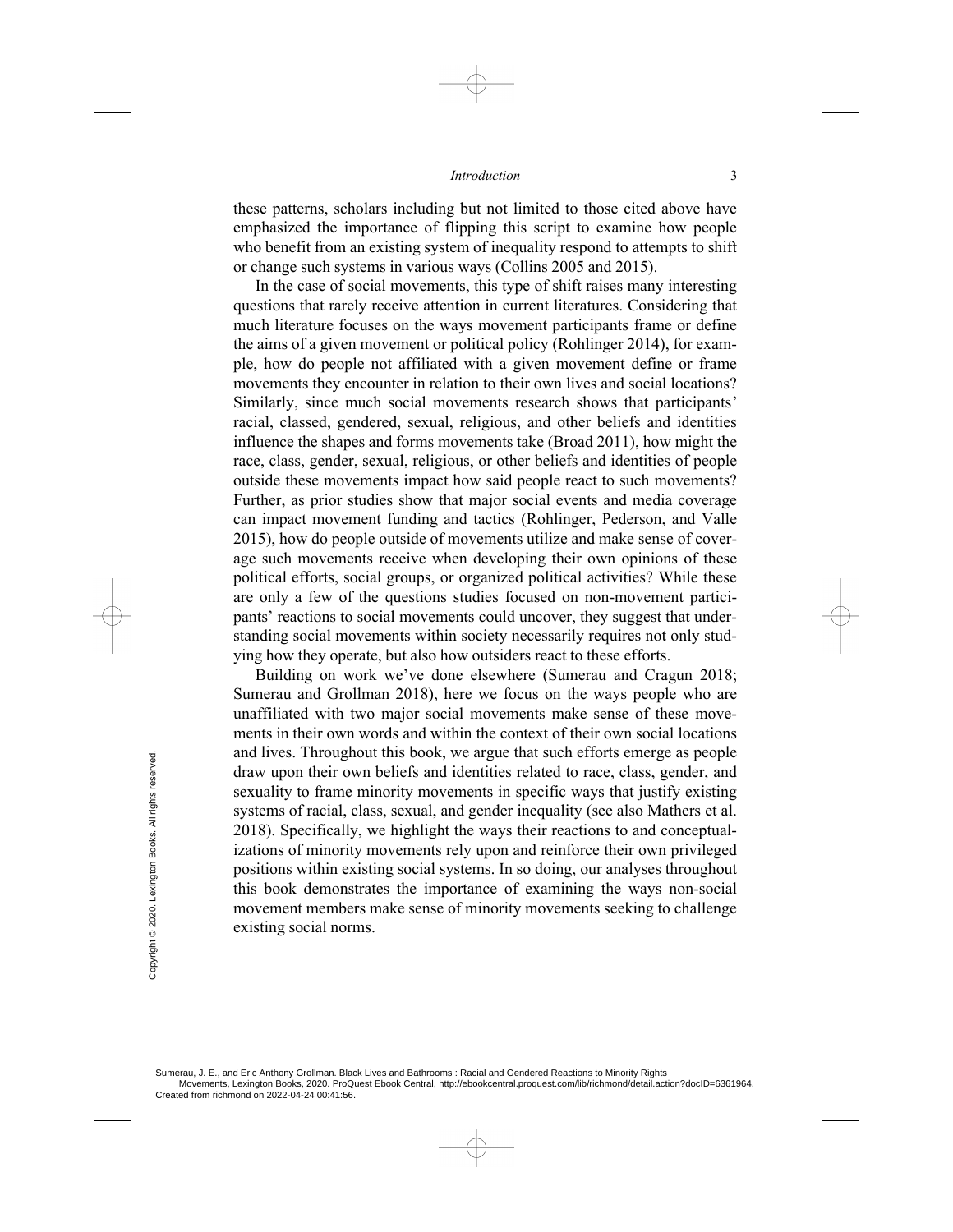these patterns, scholars including but not limited to those cited above have emphasized the importance of flipping this script to examine how people who benefit from an existing system of inequality respond to attempts to shift or change such systems in various ways (Collins 2005 and 2015).

In the case of social movements, this type of shift raises many interesting questions that rarely receive attention in current literatures. Considering that much literature focuses on the ways movement participants frame or define the aims of a given movement or political policy (Rohlinger 2014), for example, how do people not affiliated with a given movement define or frame movements they encounter in relation to their own lives and social locations? Similarly, since much social movements research shows that participants' racial, classed, gendered, sexual, religious, and other beliefs and identities influence the shapes and forms movements take (Broad 2011), how might the race, class, gender, sexual, religious, or other beliefs and identities of people outside these movements impact how said people react to such movements? Further, as prior studies show that major social events and media coverage can impact movement funding and tactics (Rohlinger, Pederson, and Valle 2015), how do people outside of movements utilize and make sense of coverage such movements receive when developing their own opinions of these political efforts, social groups, or organized political activities? While these are only a few of the questions studies focused on non-movement participants' reactions to social movements could uncover, they suggest that understanding social movements within society necessarily requires not only studying how they operate, but also how outsiders react to these efforts.

Building on work we've done elsewhere (Sumerau and Cragun 2018; Sumerau and Grollman 2018), here we focus on the ways people who are unaffiliated with two major social movements make sense of these movements in their own words and within the context of their own social locations and lives. Throughout this book, we argue that such efforts emerge as people draw upon their own beliefs and identities related to race, class, gender, and sexuality to frame minority movements in specific ways that justify existing systems of racial, class, sexual, and gender inequality (see also Mathers et al. 2018). Specifically, we highlight the ways their reactions to and conceptualizations of minority movements rely upon and reinforce their own privileged positions within existing social systems. In so doing, our analyses throughout this book demonstrates the importance of examining the ways non-social movement members make sense of minority movements seeking to challenge existing social norms.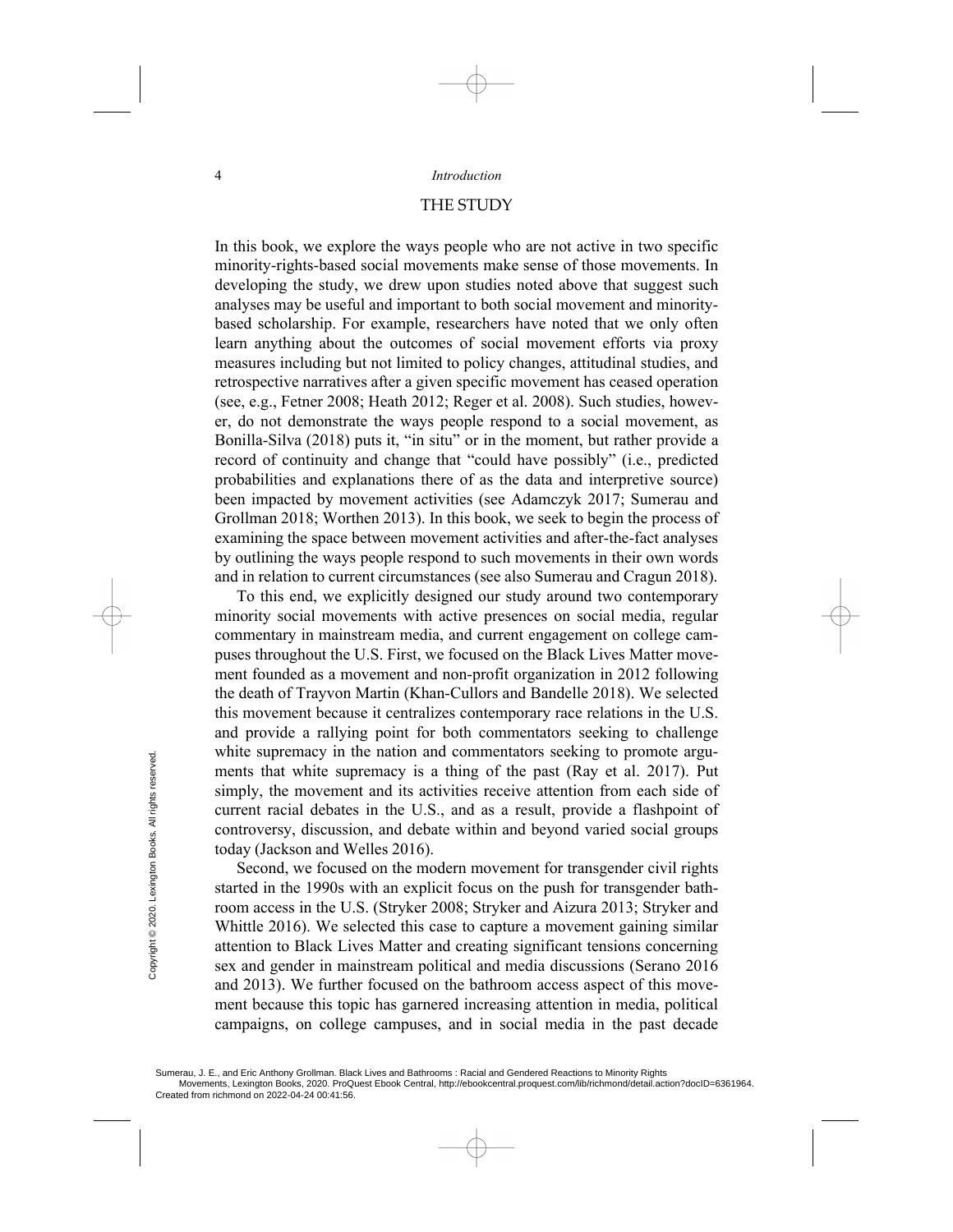## THE STUDY

In this book, we explore the ways people who are not active in two specific minority-rights-based social movements make sense of those movements. In developing the study, we drew upon studies noted above that suggest such analyses may be useful and important to both social movement and minority-based scholarship. For example, researchers have noted that we only often learn anything about the outcomes of social movement efforts via proxy measures including but not limited to policy changes, attitudinal studies, and retrospective narratives after a given specific movement has ceased operation (see, e.g., Fetner 2008; Heath 2012; Reger et al. 2008). Such studies, however, do not demonstrate the ways people respond to a social movement, as Bonilla-Silva (2018) puts it, "in situ" or in the moment, but rather provide a record of continuity and change that "could have possibly" (i.e., predicted probabilities and explanations there of as the data and interpretive source) been impacted by movement activities (see Adamczyk 2017; Sumerau and Grollman 2018; Worthen 2013). In this book, we seek to begin the process of examining the space between movement activities and after-the-fact analyses by outlining the ways people respond to such movements in their own words and in relation to current circumstances (see also Sumerau and Cragun 2018).

To this end, we explicitly designed our study around two contemporary minority social movements with active presences on social media, regular commentary in mainstream media, and current engagement on college campuses throughout the U.S. First, we focused on the Black Lives Matter movement founded as a movement and non-profit organization in 2012 following the death of Trayvon Martin (Khan-Cullors and Bandelle 2018). We selected this movement because it centralizes contemporary race relations in the U.S. and provide a rallying point for both commentators seeking to challenge white supremacy in the nation and commentators seeking to promote arguments that white supremacy is a thing of the past (Ray et al. 2017). Put simply, the movement and its activities receive attention from each side of current racial debates in the U.S., and as a result, provide a flashpoint of controversy, discussion, and debate within and beyond varied social groups today (Jackson and Welles 2016).

Second, we focused on the modern movement for transgender civil rights started in the 1990s with an explicit focus on the push for transgender bathroom access in the U.S. (Stryker 2008; Stryker and Aizura 2013; Stryker and Whittle 2016). We selected this case to capture a movement gaining similar attention to Black Lives Matter and creating significant tensions concerning sex and gender in mainstream political and media discussions (Serano 2016 and 2013). We further focused on the bathroom access aspect of this movement because this topic has garnered increasing attention in media, political campaigns, on college campuses, and in social media in the past decade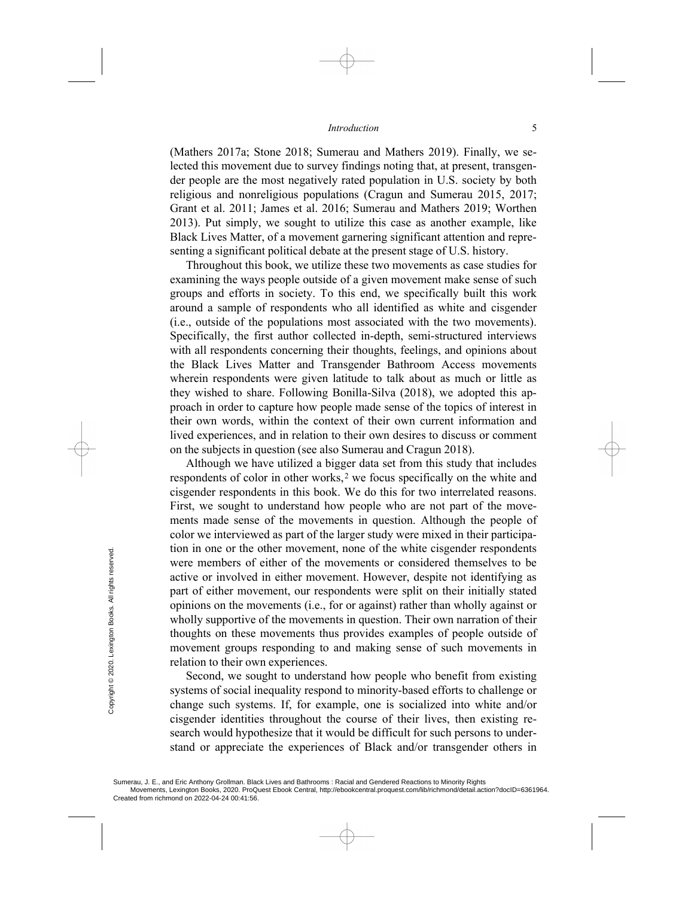(Mathers 2017a; Stone 2018; Sumerau and Mathers 2019). Finally, we selected this movement due to survey findings noting that, at present, transgender people are the most negatively rated population in U.S. society by both religious and nonreligious populations (Cragun and Sumerau 2015, 2017; Grant et al. 2011; James et al. 2016; Sumerau and Mathers 2019; Worthen 2013). Put simply, we sought to utilize this case as another example, like Black Lives Matter, of a movement garnering significant attention and representing a significant political debate at the present stage of U.S. history.

Throughout this book, we utilize these two movements as case studies for examining the ways people outside of a given movement make sense of such groups and efforts in society. To this end, we specifically built this work around a sample of respondents who all identified as white and cisgender (i.e., outside of the populations most associated with the two movements). Specifically, the first author collected in-depth, semi-structured interviews with all respondents concerning their thoughts, feelings, and opinions about the Black Lives Matter and Transgender Bathroom Access movements wherein respondents were given latitude to talk about as much or little as they wished to share. Following Bonilla-Silva (2018), we adopted this approach in order to capture how people made sense of the topics of interest in their own words, within the context of their own current information and lived experiences, and in relation to their own desires to discuss or comment on the subjects in question (see also Sumerau and Cragun 2018).

Although we have utilized a bigger data set from this study that includes respondents of color in other works,[2] we focus specifically on the white and cisgender respondents in this book. We do this for two interrelated reasons. First, we sought to understand how people who are not part of the movements made sense of the movements in question. Although the people of color we interviewed as part of the larger study were mixed in their participation in one or the other movement, none of the white cisgender respondents were members of either of the movements or considered themselves to be active or involved in either movement. However, despite not identifying as part of either movement, our respondents were split on their initially stated opinions on the movements (i.e., for or against) rather than wholly against or wholly supportive of the movements in question. Their own narration of their thoughts on these movements thus provides examples of people outside of movement groups responding to and making sense of such movements in relation to their own experiences.

Second, we sought to understand how people who benefit from existing systems of social inequality respond to minority-based efforts to challenge or change such systems. If, for example, one is socialized into white and/or cisgender identities throughout the course of their lives, then existing research would hypothesize that it would be difficult for such persons to understand or appreciate the experiences of Black and/or transgender others in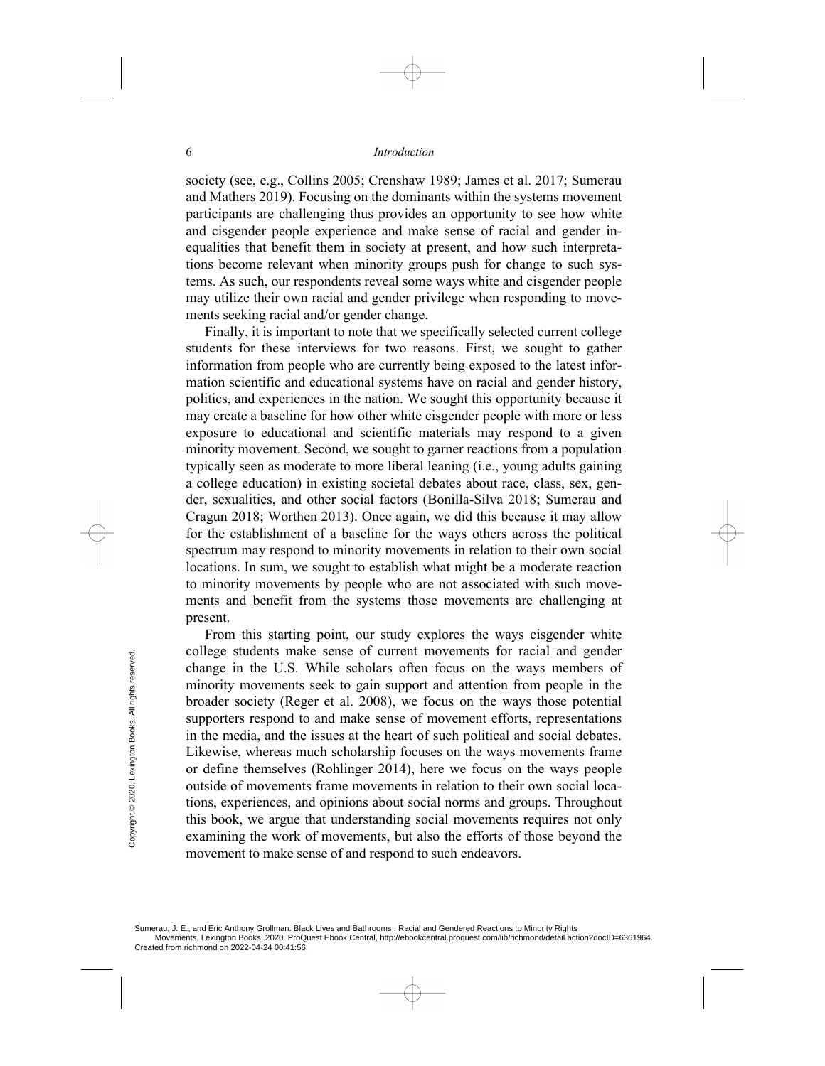society (see, e.g., Collins 2005; Crenshaw 1989; James et al. 2017; Sumerau and Mathers 2019). Focusing on the dominants within the systems movement participants are challenging thus provides an opportunity to see how white and cisgender people experience and make sense of racial and gender inequalities that benefit them in society at present, and how such interpretations become relevant when minority groups push for change to such systems. As such, our respondents reveal some ways white and cisgender people may utilize their own racial and gender privilege when responding to movements seeking racial and/or gender change.

Finally, it is important to note that we specifically selected current college students for these interviews for two reasons. First, we sought to gather information from people who are currently being exposed to the latest information scientific and educational systems have on racial and gender history, politics, and experiences in the nation. We sought this opportunity because it may create a baseline for how other white cisgender people with more or less exposure to educational and scientific materials may respond to a given minority movement. Second, we sought to garner reactions from a population typically seen as moderate to more liberal leaning (i.e., young adults gaining a college education) in existing societal debates about race, class, sex, gender, sexualities, and other social factors (Bonilla-Silva 2018; Sumerau and Cragun 2018; Worthen 2013). Once again, we did this because it may allow for the establishment of a baseline for the ways others across the political spectrum may respond to minority movements in relation to their own social locations. In sum, we sought to establish what might be a moderate reaction to minority movements by people who are not associated with such movements and benefit from the systems those movements are challenging at present.

From this starting point, our study explores the ways cisgender white college students make sense of current movements for racial and gender change in the U.S. While scholars often focus on the ways members of minority movements seek to gain support and attention from people in the broader society (Reger et al. 2008), we focus on the ways those potential supporters respond to and make sense of movement efforts, representations in the media, and the issues at the heart of such political and social debates. Likewise, whereas much scholarship focuses on the ways movements frame or define themselves (Rohlinger 2014), here we focus on the ways people outside of movements frame movements in relation to their own social locations, experiences, and opinions about social norms and groups. Throughout this book, we argue that understanding social movements requires not only examining the work of movements, but also the efforts of those beyond the movement to make sense of and respond to such endeavors.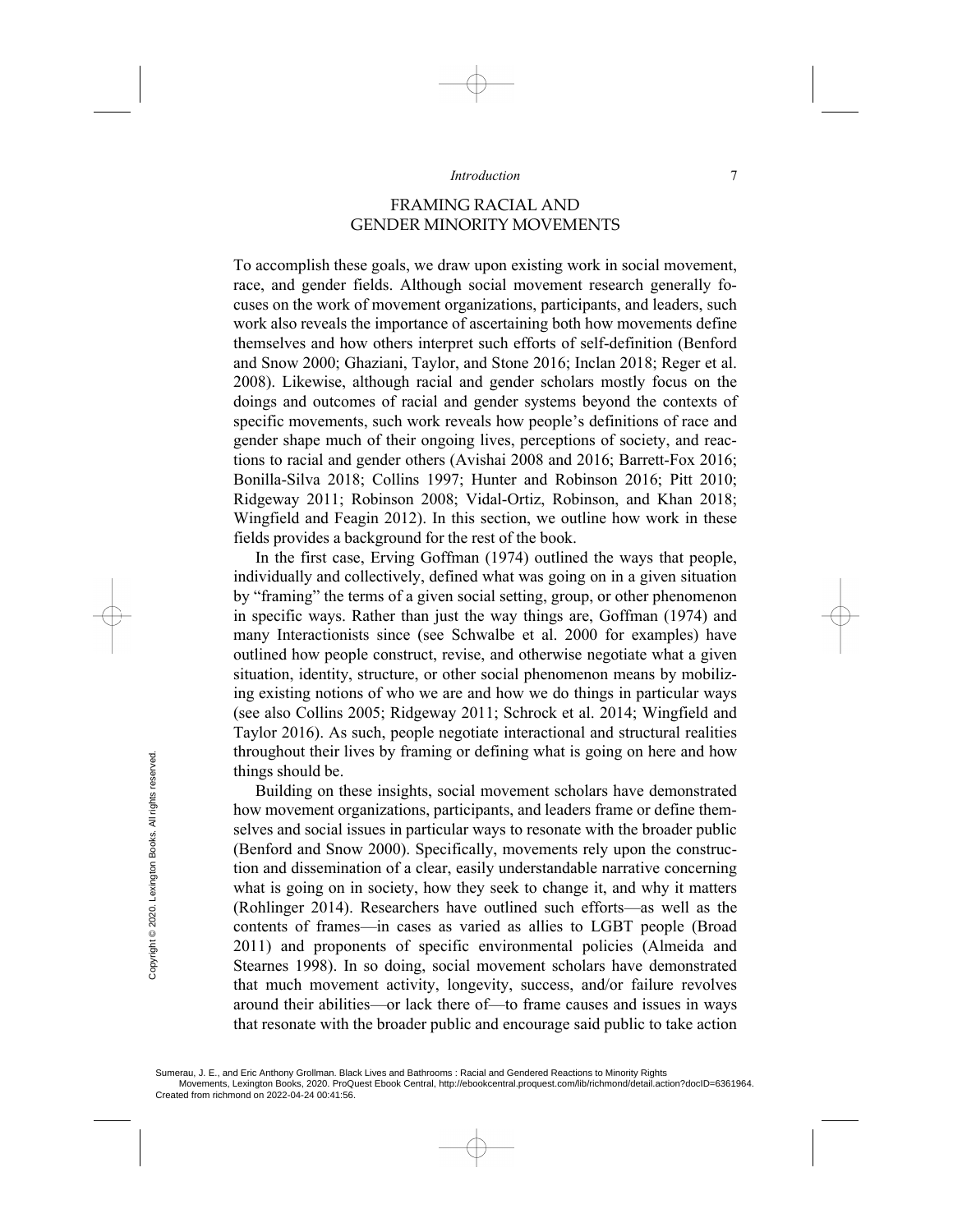## FRAMING RACIAL AND GENDER MINORITY MOVEMENTS

To accomplish these goals, we draw upon existing work in social movement, race, and gender fields. Although social movement research generally focuses on the work of movement organizations, participants, and leaders, such work also reveals the importance of ascertaining both how movements define themselves and how others interpret such efforts of self-definition (Benford and Snow 2000; Ghaziani, Taylor, and Stone 2016; Inclan 2018; Reger et al. 2008). Likewise, although racial and gender scholars mostly focus on the doings and outcomes of racial and gender systems beyond the contexts of specific movements, such work reveals how people's definitions of race and gender shape much of their ongoing lives, perceptions of society, and reactions to racial and gender others (Avishai 2008 and 2016; Barrett-Fox 2016; Bonilla-Silva 2018; Collins 1997; Hunter and Robinson 2016; Pitt 2010; Ridgeway 2011; Robinson 2008; Vidal-Ortiz, Robinson, and Khan 2018; Wingfield and Feagin 2012). In this section, we outline how work in these fields provides a background for the rest of the book.

In the first case, Erving Goffman (1974) outlined the ways that people, individually and collectively, defined what was going on in a given situation by "framing" the terms of a given social setting, group, or other phenomenon in specific ways. Rather than just the way things are, Goffman (1974) and many Interactionists since (see Schwalbe et al. 2000 for examples) have outlined how people construct, revise, and otherwise negotiate what a given situation, identity, structure, or other social phenomenon means by mobilizing existing notions of who we are and how we do things in particular ways (see also Collins 2005; Ridgeway 2011; Schrock et al. 2014; Wingfield and Taylor 2016). As such, people negotiate interactional and structural realities throughout their lives by framing or defining what is going on here and how things should be.

Building on these insights, social movement scholars have demonstrated how movement organizations, participants, and leaders frame or define themselves and social issues in particular ways to resonate with the broader public (Benford and Snow 2000). Specifically, movements rely upon the construction and dissemination of a clear, easily understandable narrative concerning what is going on in society, how they seek to change it, and why it matters (Rohlinger 2014). Researchers have outlined such efforts—as well as the contents of frames—in cases as varied as allies to LGBT people (Broad 2011) and proponents of specific environmental policies (Almeida and Stearnes 1998). In so doing, social movement scholars have demonstrated that much movement activity, longevity, success, and/or failure revolves around their abilities—or lack there of—to frame causes and issues in ways that resonate with the broader public and encourage said public to take action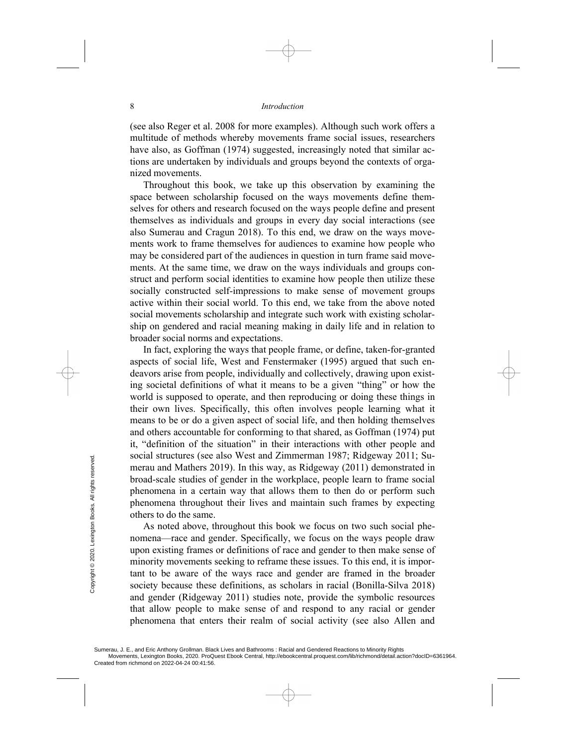(see also Reger et al. 2008 for more examples). Although such work offers a multitude of methods whereby movements frame social issues, researchers have also, as Goffman (1974) suggested, increasingly noted that similar actions are undertaken by individuals and groups beyond the contexts of organized movements.

Throughout this book, we take up this observation by examining the space between scholarship focused on the ways movements define themselves for others and research focused on the ways people define and present themselves as individuals and groups in every day social interactions (see also Sumerau and Cragun 2018). To this end, we draw on the ways movements work to frame themselves for audiences to examine how people who may be considered part of the audiences in question in turn frame said movements. At the same time, we draw on the ways individuals and groups construct and perform social identities to examine how people then utilize these socially constructed self-impressions to make sense of movement groups active within their social world. To this end, we take from the above noted social movements scholarship and integrate such work with existing scholarship on gendered and racial meaning making in daily life and in relation to broader social norms and expectations.

In fact, exploring the ways that people frame, or define, taken-for-granted aspects of social life, West and Fenstermaker (1995) argued that such endeavors arise from people, individually and collectively, drawing upon existing societal definitions of what it means to be a given "thing" or how the world is supposed to operate, and then reproducing or doing these things in their own lives. Specifically, this often involves people learning what it means to be or do a given aspect of social life, and then holding themselves and others accountable for conforming to that shared, as Goffman (1974) put it, "definition of the situation" in their interactions with other people and social structures (see also West and Zimmerman 1987; Ridgeway 2011; Sumerau and Mathers 2019). In this way, as Ridgeway (2011) demonstrated in broad-scale studies of gender in the workplace, people learn to frame social phenomena in a certain way that allows them to then do or perform such phenomena throughout their lives and maintain such frames by expecting others to do the same.

As noted above, throughout this book we focus on two such social phenomena—race and gender. Specifically, we focus on the ways people draw upon existing frames or definitions of race and gender to then make sense of minority movements seeking to reframe these issues. To this end, it is important to be aware of the ways race and gender are framed in the broader society because these definitions, as scholars in racial (Bonilla-Silva 2018) and gender (Ridgeway 2011) studies note, provide the symbolic resources that allow people to make sense of and respond to any racial or gender phenomena that enters their realm of social activity (see also Allen and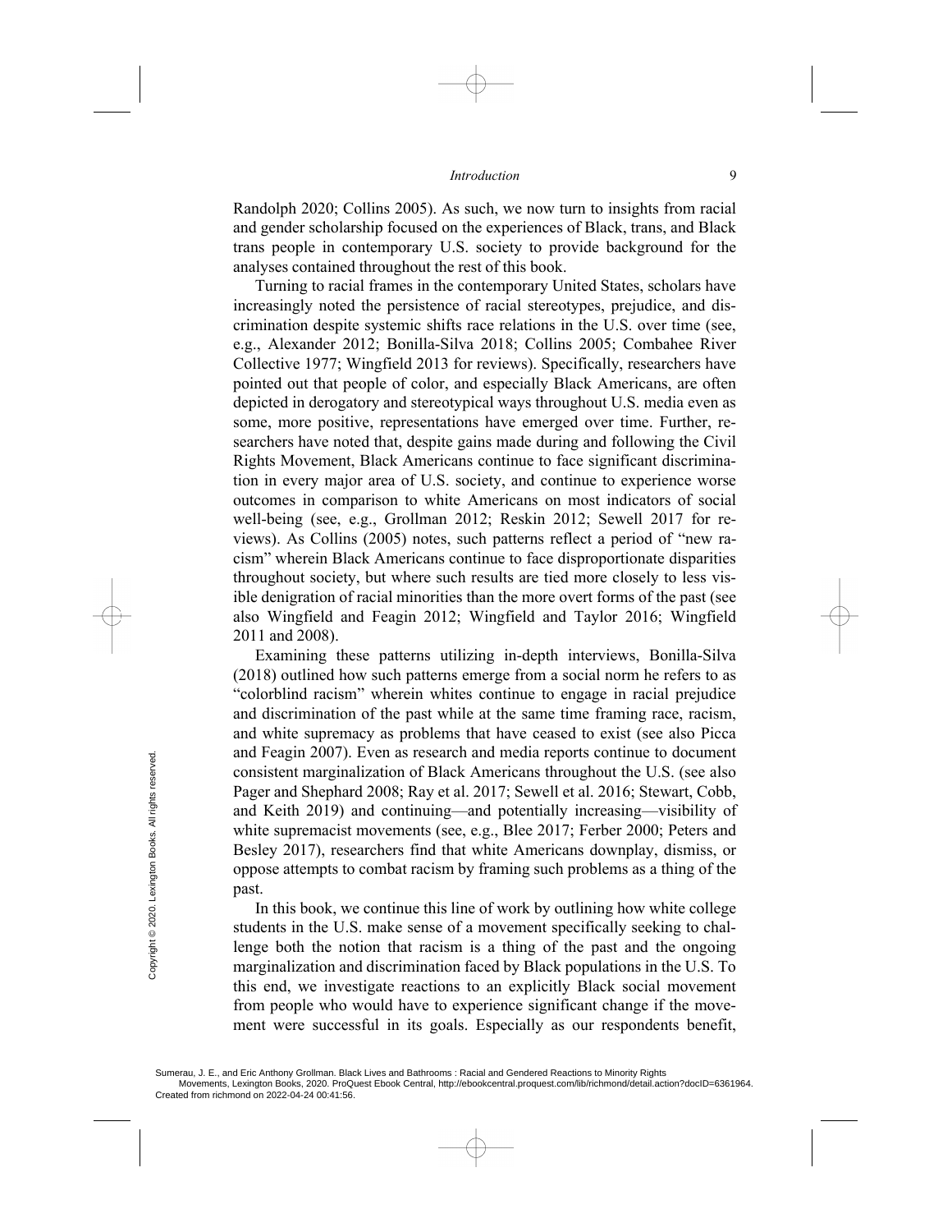Randolph 2020; Collins 2005). As such, we now turn to insights from racial and gender scholarship focused on the experiences of Black, trans, and Black trans people in contemporary U.S. society to provide background for the analyses contained throughout the rest of this book.

Turning to racial frames in the contemporary United States, scholars have increasingly noted the persistence of racial stereotypes, prejudice, and discrimination despite systemic shifts race relations in the U.S. over time (see, e.g., Alexander 2012; Bonilla-Silva 2018; Collins 2005; Combahee River Collective 1977; Wingfield 2013 for reviews). Specifically, researchers have pointed out that people of color, and especially Black Americans, are often depicted in derogatory and stereotypical ways throughout U.S. media even as some, more positive, representations have emerged over time. Further, researchers have noted that, despite gains made during and following the Civil Rights Movement, Black Americans continue to face significant discrimination in every major area of U.S. society, and continue to experience worse outcomes in comparison to white Americans on most indicators of social well-being (see, e.g., Grollman 2012; Reskin 2012; Sewell 2017 for reviews). As Collins (2005) notes, such patterns reflect a period of "new racism" wherein Black Americans continue to face disproportionate disparities throughout society, but where such results are tied more closely to less visible denigration of racial minorities than the more overt forms of the past (see also Wingfield and Feagin 2012; Wingfield and Taylor 2016; Wingfield 2011 and 2008).

Examining these patterns utilizing in-depth interviews, Bonilla-Silva (2018) outlined how such patterns emerge from a social norm he refers to as "colorblind racism" wherein whites continue to engage in racial prejudice and discrimination of the past while at the same time framing race, racism, and white supremacy as problems that have ceased to exist (see also Picca and Feagin 2007). Even as research and media reports continue to document consistent marginalization of Black Americans throughout the U.S. (see also Pager and Shephard 2008; Ray et al. 2017; Sewell et al. 2016; Stewart, Cobb, and Keith 2019) and continuing—and potentially increasing—visibility of white supremacist movements (see, e.g., Blee 2017; Ferber 2000; Peters and Besley 2017), researchers find that white Americans downplay, dismiss, or oppose attempts to combat racism by framing such problems as a thing of the past.

In this book, we continue this line of work by outlining how white college students in the U.S. make sense of a movement specifically seeking to challenge both the notion that racism is a thing of the past and the ongoing marginalization and discrimination faced by Black populations in the U.S. To this end, we investigate reactions to an explicitly Black social movement from people who would have to experience significant change if the movement were successful in its goals. Especially as our respondents benefit,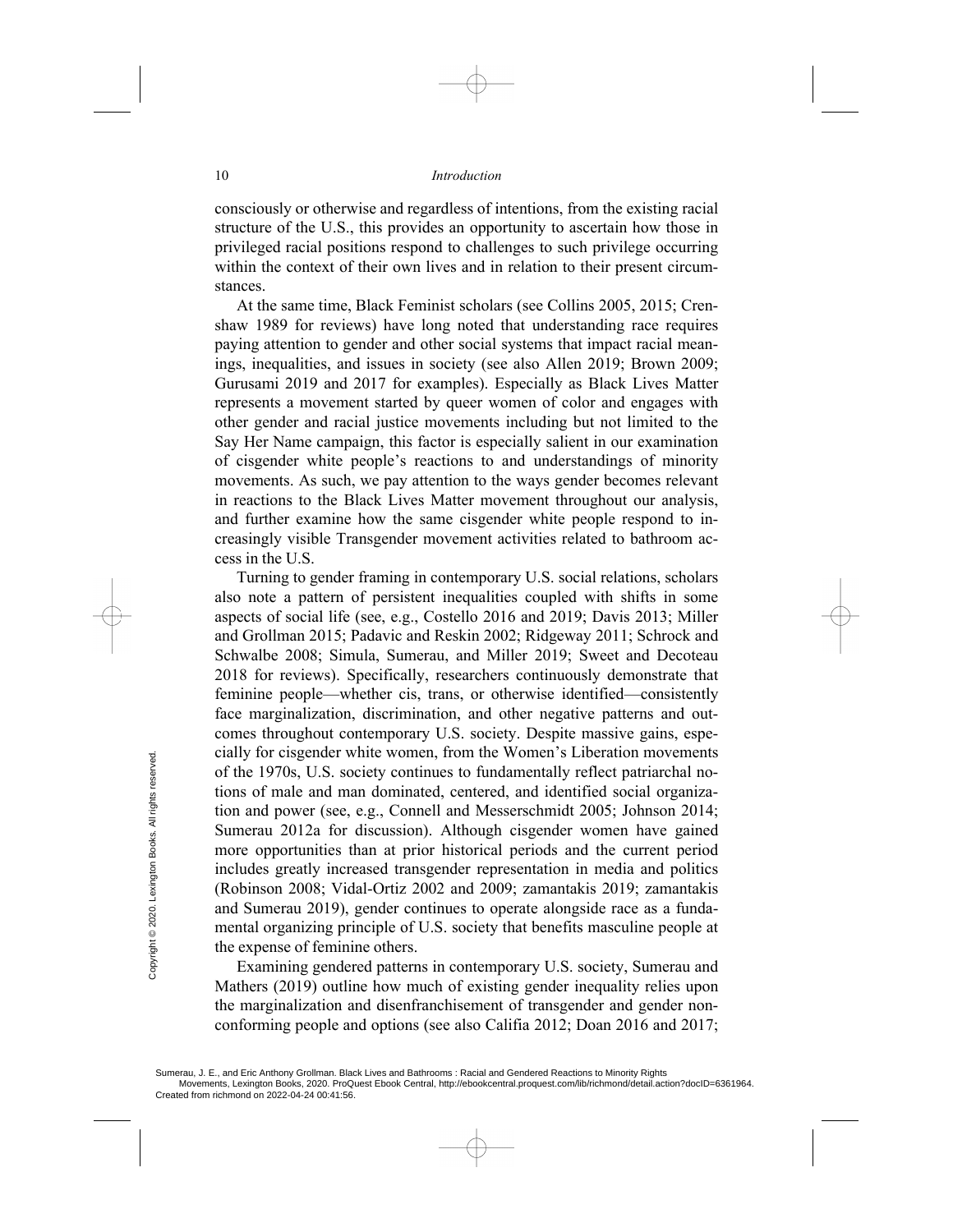consciously or otherwise and regardless of intentions, from the existing racial structure of the U.S., this provides an opportunity to ascertain how those in privileged racial positions respond to challenges to such privilege occurring within the context of their own lives and in relation to their present circumstances.

At the same time, Black Feminist scholars (see Collins 2005, 2015; Crenshaw 1989 for reviews) have long noted that understanding race requires paying attention to gender and other social systems that impact racial meanings, inequalities, and issues in society (see also Allen 2019; Brown 2009; Gurusami 2019 and 2017 for examples). Especially as Black Lives Matter represents a movement started by queer women of color and engages with other gender and racial justice movements including but not limited to the Say Her Name campaign, this factor is especially salient in our examination of cisgender white people's reactions to and understandings of minority movements. As such, we pay attention to the ways gender becomes relevant in reactions to the Black Lives Matter movement throughout our analysis, and further examine how the same cisgender white people respond to increasingly visible Transgender movement activities related to bathroom access in the U.S.

Turning to gender framing in contemporary U.S. social relations, scholars also note a pattern of persistent inequalities coupled with shifts in some aspects of social life (see, e.g., Costello 2016 and 2019; Davis 2013; Miller and Grollman 2015; Padavic and Reskin 2002; Ridgeway 2011; Schrock and Schwalbe 2008; Simula, Sumerau, and Miller 2019; Sweet and Decoteau 2018 for reviews). Specifically, researchers continuously demonstrate that feminine people—whether cis, trans, or otherwise identified—consistently face marginalization, discrimination, and other negative patterns and outcomes throughout contemporary U.S. society. Despite massive gains, especially for cisgender white women, from the Women's Liberation movements of the 1970s, U.S. society continues to fundamentally reflect patriarchal notions of male and man dominated, centered, and identified social organization and power (see, e.g., Connell and Messerschmidt 2005; Johnson 2014; Sumerau 2012a for discussion). Although cisgender women have gained more opportunities than at prior historical periods and the current period includes greatly increased transgender representation in media and politics (Robinson 2008; Vidal-Ortiz 2002 and 2009; zamantakis 2019; zamantakis and Sumerau 2019), gender continues to operate alongside race as a fundamental organizing principle of U.S. society that benefits masculine people at the expense of feminine others.

Examining gendered patterns in contemporary U.S. society, Sumerau and Mathers (2019) outline how much of existing gender inequality relies upon the marginalization and disenfranchisement of transgender and gender nonconforming people and options (see also Califia 2012; Doan 2016 and 2017;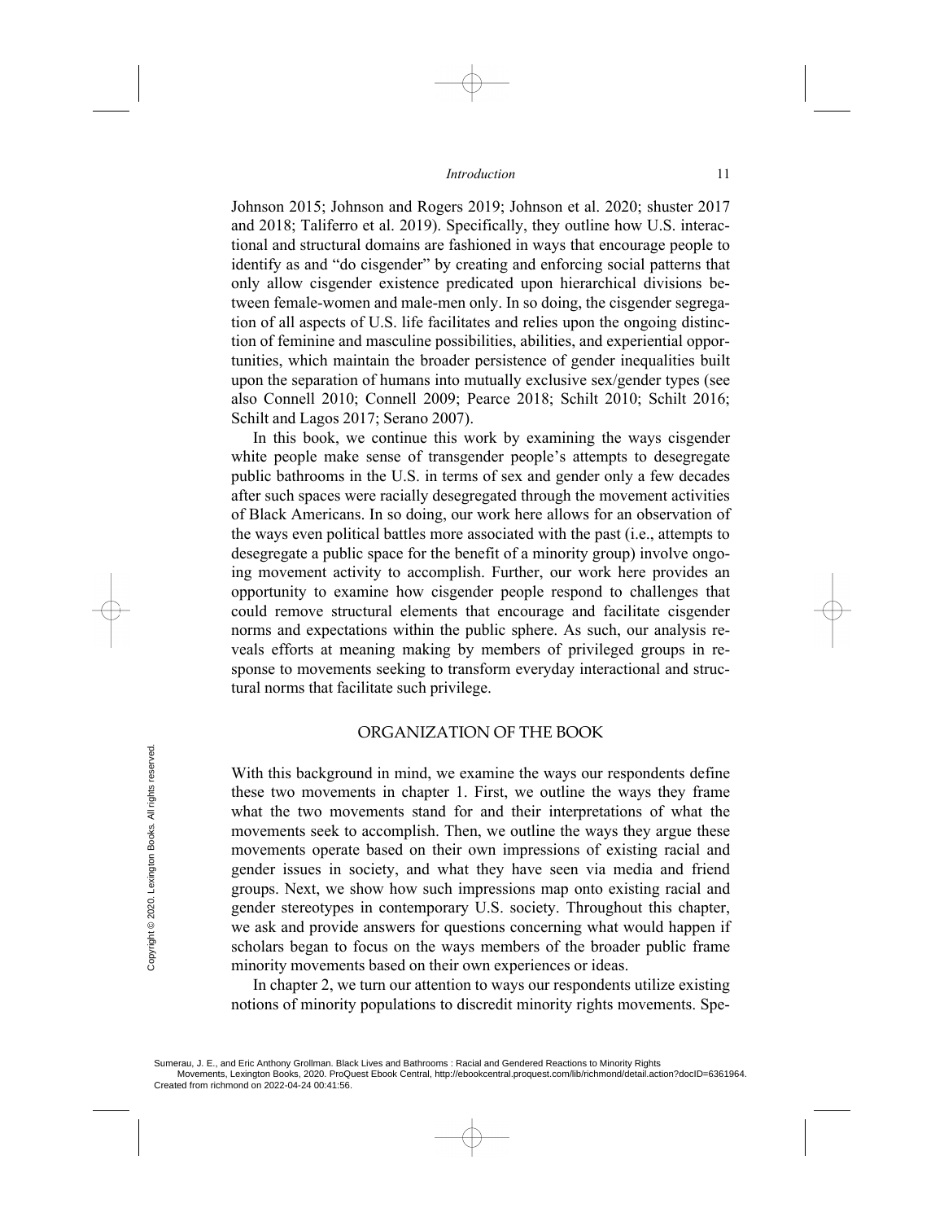Johnson 2015; Johnson and Rogers 2019; Johnson et al. 2020; shuster 2017 and 2018; Taliferro et al. 2019). Specifically, they outline how U.S. interactional and structural domains are fashioned in ways that encourage people to identify as and "do cisgender" by creating and enforcing social patterns that only allow cisgender existence predicated upon hierarchical divisions between female-women and male-men only. In so doing, the cisgender segregation of all aspects of U.S. life facilitates and relies upon the ongoing distinction of feminine and masculine possibilities, abilities, and experiential opportunities, which maintain the broader persistence of gender inequalities built upon the separation of humans into mutually exclusive sex/gender types (see also Connell 2010; Connell 2009; Pearce 2018; Schilt 2010; Schilt 2016; Schilt and Lagos 2017; Serano 2007).

In this book, we continue this work by examining the ways cisgender white people make sense of transgender people's attempts to desegregate public bathrooms in the U.S. in terms of sex and gender only a few decades after such spaces were racially desegregated through the movement activities of Black Americans. In so doing, our work here allows for an observation of the ways even political battles more associated with the past (i.e., attempts to desegregate a public space for the benefit of a minority group) involve ongoing movement activity to accomplish. Further, our work here provides an opportunity to examine how cisgender people respond to challenges that could remove structural elements that encourage and facilitate cisgender norms and expectations within the public sphere. As such, our analysis reveals efforts at meaning making by members of privileged groups in response to movements seeking to transform everyday interactional and structural norms that facilitate such privilege.

## ORGANIZATION OF THE BOOK

With this background in mind, we examine the ways our respondents define these two movements in chapter 1. First, we outline the ways they frame what the two movements stand for and their interpretations of what the movements seek to accomplish. Then, we outline the ways they argue these movements operate based on their own impressions of existing racial and gender issues in society, and what they have seen via media and friend groups. Next, we show how such impressions map onto existing racial and gender stereotypes in contemporary U.S. society. Throughout this chapter, we ask and provide answers for questions concerning what would happen if scholars began to focus on the ways members of the broader public frame minority movements based on their own experiences or ideas.

In chapter 2, we turn our attention to ways our respondents utilize existing notions of minority populations to discredit minority rights movements. Spe-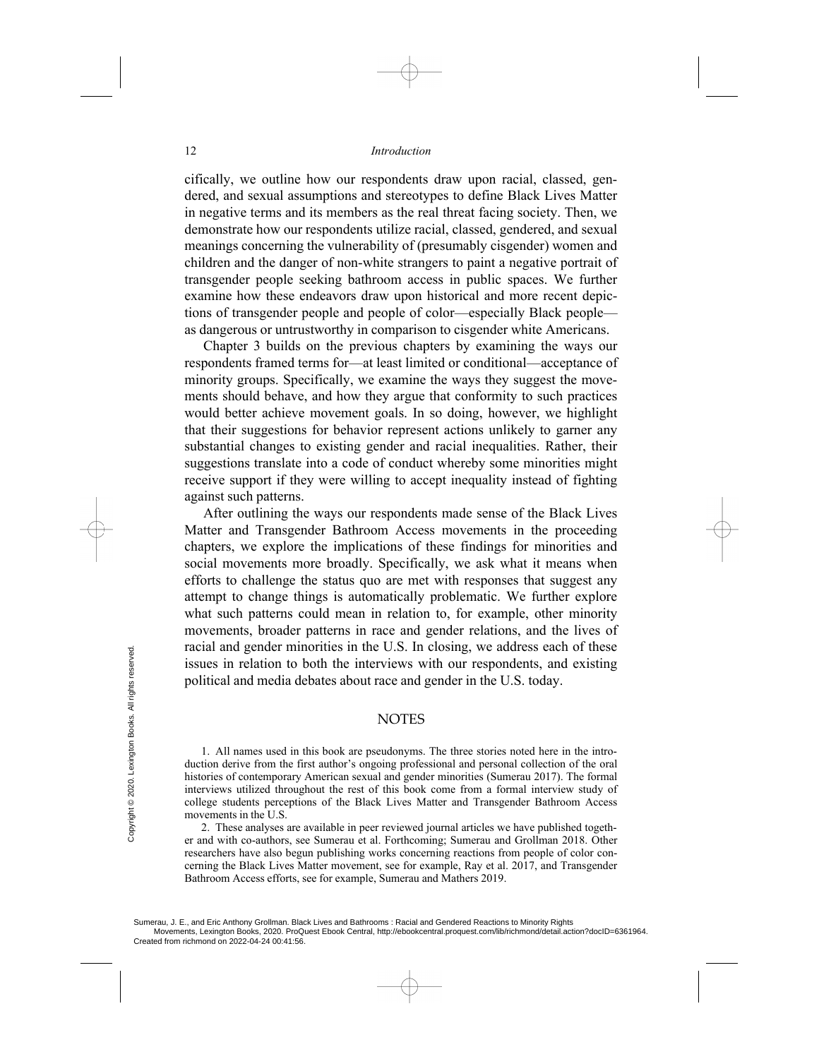cifically, we outline how our respondents draw upon racial, classed, gendered, and sexual assumptions and stereotypes to define Black Lives Matter in negative terms and its members as the real threat facing society. Then, we demonstrate how our respondents utilize racial, classed, gendered, and sexual meanings concerning the vulnerability of (presumably cisgender) women and children and the danger of non-white strangers to paint a negative portrait of transgender people seeking bathroom access in public spaces. We further examine how these endeavors draw upon historical and more recent depictions of transgender people and people of color—especially Black people—as dangerous or untrustworthy in comparison to cisgender white Americans.

Chapter 3 builds on the previous chapters by examining the ways our respondents framed terms for—at least limited or conditional—acceptance of minority groups. Specifically, we examine the ways they suggest the movements should behave, and how they argue that conformity to such practices would better achieve movement goals. In so doing, however, we highlight that their suggestions for behavior represent actions unlikely to garner any substantial changes to existing gender and racial inequalities. Rather, their suggestions translate into a code of conduct whereby some minorities might receive support if they were willing to accept inequality instead of fighting against such patterns.

After outlining the ways our respondents made sense of the Black Lives Matter and Transgender Bathroom Access movements in the proceeding chapters, we explore the implications of these findings for minorities and social movements more broadly. Specifically, we ask what it means when efforts to challenge the status quo are met with responses that suggest any attempt to change things is automatically problematic. We further explore what such patterns could mean in relation to, for example, other minority movements, broader patterns in race and gender relations, and the lives of racial and gender minorities in the U.S. In closing, we address each of these issues in relation to both the interviews with our respondents, and existing political and media debates about race and gender in the U.S. today.

## NOTES

1. All names used in this book are pseudonyms. The three stories noted here in the introduction derive from the first author's ongoing professional and personal collection of the oral histories of contemporary American sexual and gender minorities (Sumerau 2017). The formal interviews utilized throughout the rest of this book come from a formal interview study of college students perceptions of the Black Lives Matter and Transgender Bathroom Access movements in the U.S.

2. These analyses are available in peer reviewed journal articles we have published together and with co-authors, see Sumerau et al. Forthcoming; Sumerau and Grollman 2018. Other researchers have also begun publishing works concerning reactions from people of color concerning the Black Lives Matter movement, see for example, Ray et al. 2017, and Transgender Bathroom Access efforts, see for example, Sumerau and Mathers 2019.